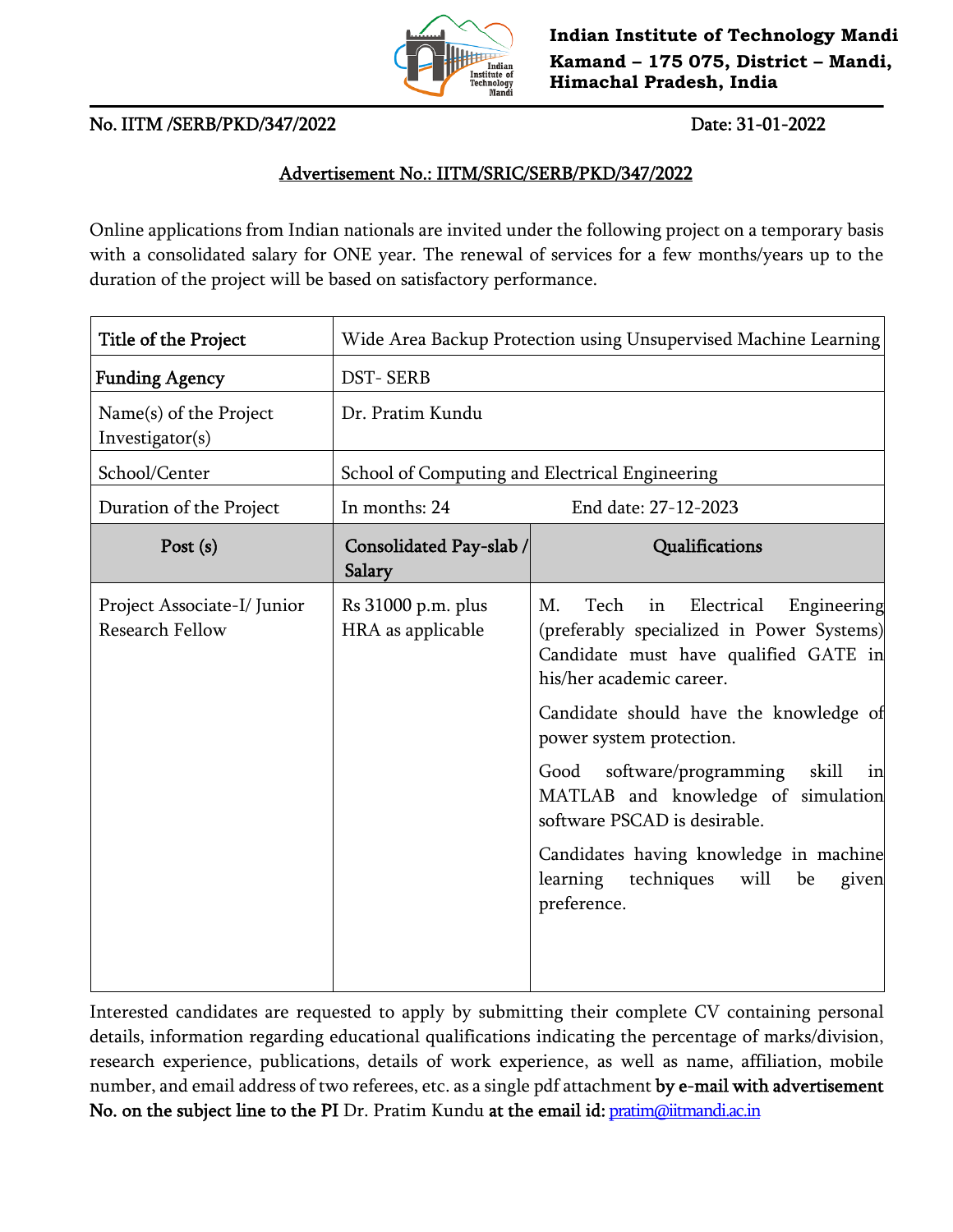**Indian Institute of Technology Mandi**
**Kamand – 175 075, District – Mandi, Himachal Pradesh, India**

No. IITM /SERB/PKD/347/2022 Date: 31-01-2022

## Advertisement No.: IITM/SRIC/SERB/PKD/347/2022

Online applications from Indian nationals are invited under the following project on a temporary basis with a consolidated salary for ONE year. The renewal of services for a few months/years up to the duration of the project will be based on satisfactory performance.

| Title of the Project | Wide Area Backup Protection using Unsupervised Machine Learning | |
|---|---|---|
| Funding Agency | DST- SERB | |
| Name(s) of the Project Investigator(s) | Dr. Pratim Kundu | |
| School/Center | School of Computing and Electrical Engineering | |
| Duration of the Project | In months: 24 | End date: 27-12-2023 |
| **Post (s)** | **Consolidated Pay-slab / Salary** | **Qualifications** |
| Project Associate-I/ Junior Research Fellow | Rs 31000 p.m. plus HRA as applicable | M. Tech in Electrical Engineering (preferably specialized in Power Systems) Candidate must have qualified GATE in his/her academic career.<br><br>Candidate should have the knowledge of power system protection.<br><br>Good software/programming skill in MATLAB and knowledge of simulation software PSCAD is desirable.<br><br>Candidates having knowledge in machine learning techniques will be given preference. |

Interested candidates are requested to apply by submitting their complete CV containing personal details, information regarding educational qualifications indicating the percentage of marks/division, research experience, publications, details of work experience, as well as name, affiliation, mobile number, and email address of two referees, etc. as a single pdf attachment **by e-mail with advertisement No. on the subject line to the PI** Dr. Pratim Kundu **at the email id:** pratim@iitmandi.ac.in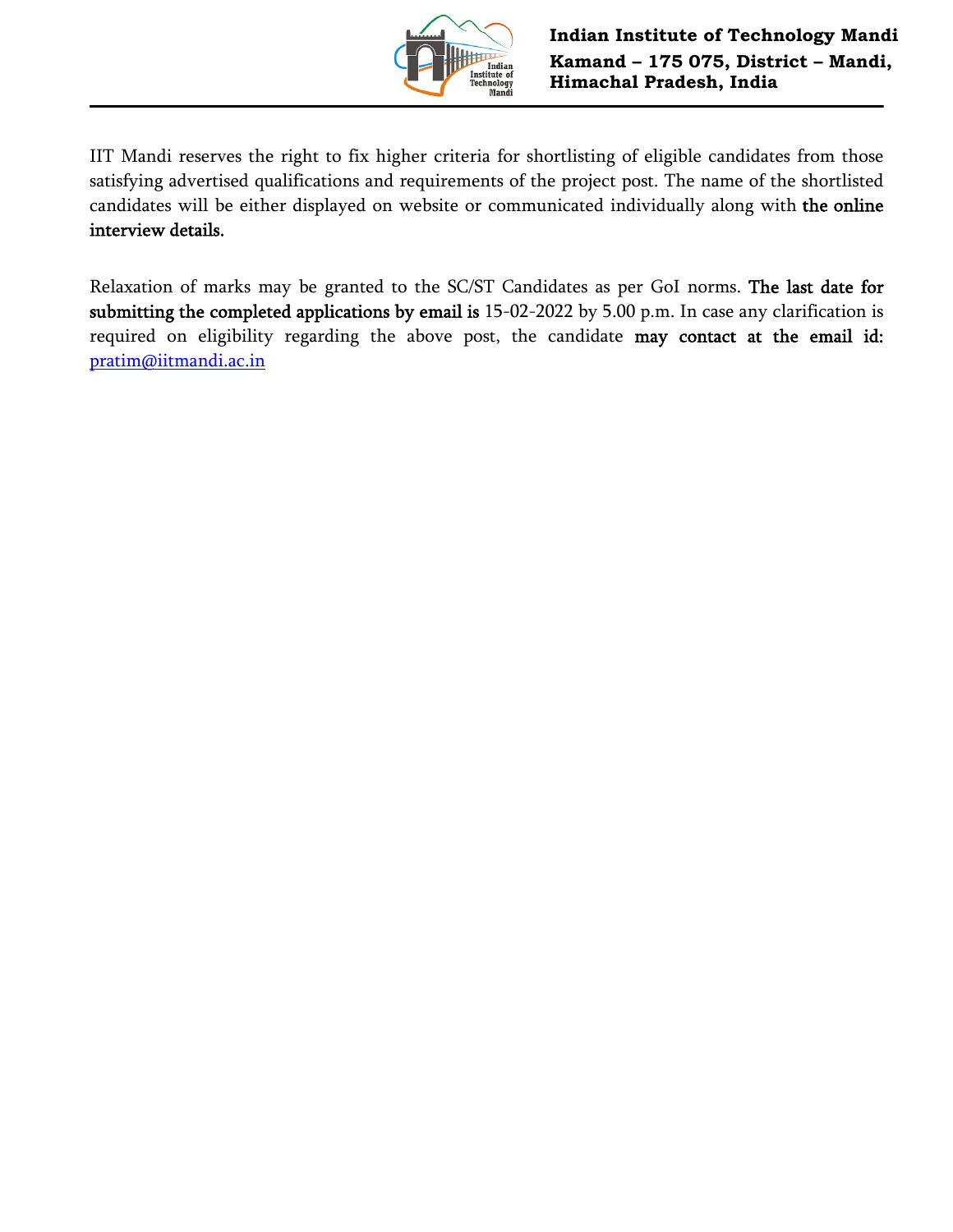IIT Mandi reserves the right to fix higher criteria for shortlisting of eligible candidates from those satisfying advertised qualifications and requirements of the project post. The name of the shortlisted candidates will be either displayed on website or communicated individually along with the online interview details.

Relaxation of marks may be granted to the SC/ST Candidates as per GoI norms. The last date for submitting the completed applications by email is 15-02-2022 by 5.00 p.m. In case any clarification is required on eligibility regarding the above post, the candidate may contact at the email id: pratim@iitmandi.ac.in